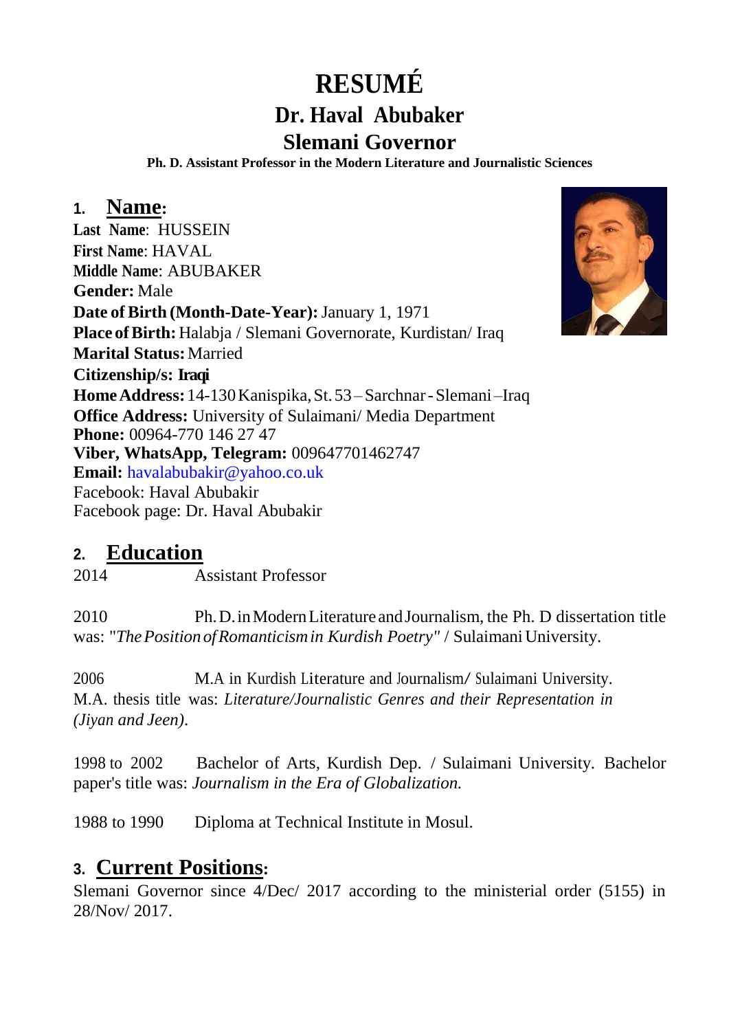# RESUMÉ

## Dr. Haval Abubaker

## Slemani Governor

**Ph. D. Assistant Professor in the Modern Literature and Journalistic Sciences**

## 1. Name:

**Last Name**: HUSSEIN
**First Name**: HAVAL
**Middle Name**: ABUBAKER
**Gender:** Male
**Date of Birth (Month-Date-Year):** January 1, 1971
**Place of Birth:** Halabja / Slemani Governorate, Kurdistan/ Iraq
**Marital Status:** Married
**Citizenship/s: Iraqi**
**Home Address:** 14-130 Kanispika, St. 53 – Sarchnar - Slemani –Iraq
**Office Address:** University of Sulaimani/ Media Department
**Phone:** 00964-770 146 27 47
**Viber, WhatsApp, Telegram:** 009647701462747
**Email:** havalabubakir@yahoo.co.uk
Facebook: Haval Abubakir
Facebook page: Dr. Haval Abubakir

## 2. Education

2014 Assistant Professor

2010 Ph. D. in Modern Literature and Journalism, the Ph. D dissertation title was: "*The Position of Romanticism in Kurdish Poetry"* / Sulaimani University.

2006 M.A in Kurdish Literature and Journalism/ Sulaimani University. M.A. thesis title was: *Literature/Journalistic Genres and their Representation in (Jiyan and Jeen)*.

1998 to 2002 Bachelor of Arts, Kurdish Dep. / Sulaimani University. Bachelor paper's title was: *Journalism in the Era of Globalization.*

1988 to 1990 Diploma at Technical Institute in Mosul.

## 3. Current Positions:

Slemani Governor since 4/Dec/ 2017 according to the ministerial order (5155) in 28/Nov/ 2017.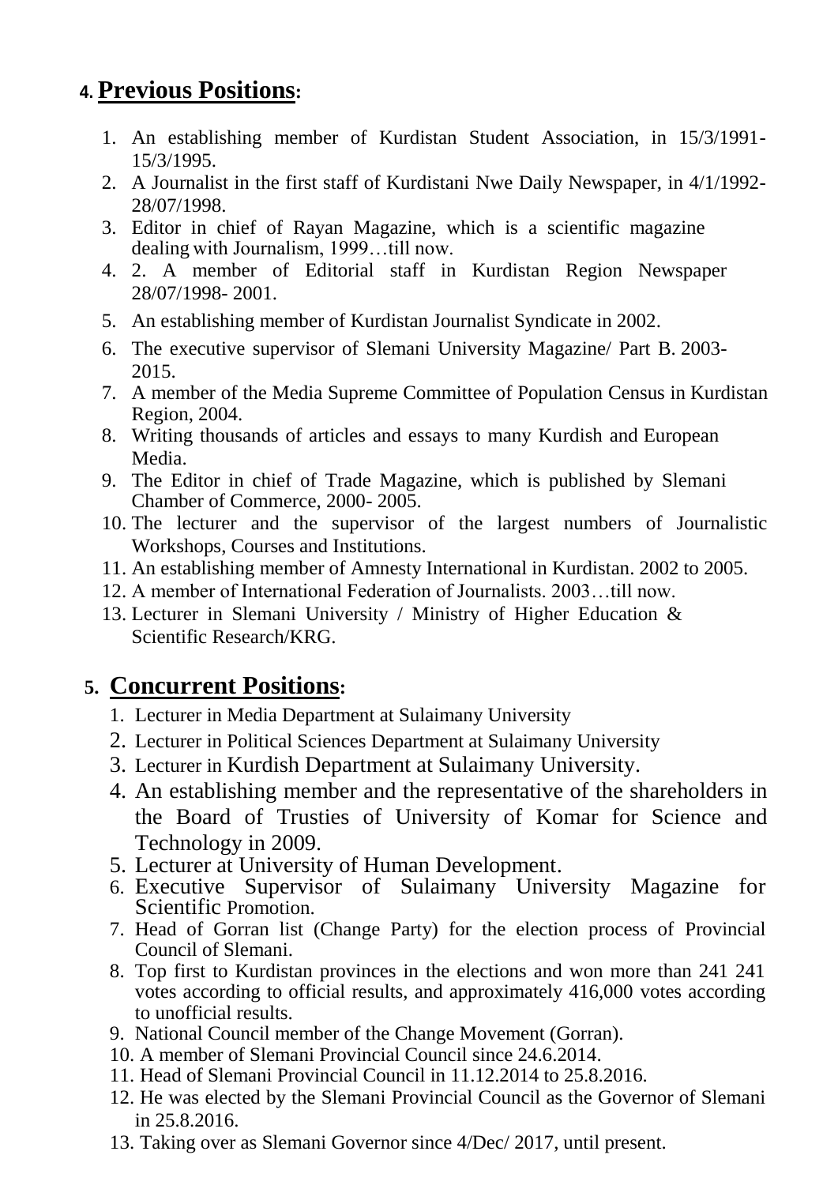## 4. Previous Positions:

1. An establishing member of Kurdistan Student Association, in 15/3/1991-15/3/1995.
2. A Journalist in the first staff of Kurdistani Nwe Daily Newspaper, in 4/1/1992-28/07/1998.
3. Editor in chief of Rayan Magazine, which is a scientific magazine dealing with Journalism, 1999…till now.
4. 2. A member of Editorial staff in Kurdistan Region Newspaper 28/07/1998- 2001.
5. An establishing member of Kurdistan Journalist Syndicate in 2002.
6. The executive supervisor of Slemani University Magazine/ Part B. 2003-2015.
7. A member of the Media Supreme Committee of Population Census in Kurdistan Region, 2004.
8. Writing thousands of articles and essays to many Kurdish and European Media.
9. The Editor in chief of Trade Magazine, which is published by Slemani Chamber of Commerce, 2000- 2005.
10. The lecturer and the supervisor of the largest numbers of Journalistic Workshops, Courses and Institutions.
11. An establishing member of Amnesty International in Kurdistan. 2002 to 2005.
12. A member of International Federation of Journalists. 2003…till now.
13. Lecturer in Slemani University / Ministry of Higher Education & Scientific Research/KRG.

## 5. Concurrent Positions:

1. Lecturer in Media Department at Sulaimany University
2. Lecturer in Political Sciences Department at Sulaimany University
3. Lecturer in Kurdish Department at Sulaimany University.
4. An establishing member and the representative of the shareholders in the Board of Trusties of University of Komar for Science and Technology in 2009.
5. Lecturer at University of Human Development.
6. Executive Supervisor of Sulaimany University Magazine for Scientific Promotion.
7. Head of Gorran list (Change Party) for the election process of Provincial Council of Slemani.
8. Top first to Kurdistan provinces in the elections and won more than 241 241 votes according to official results, and approximately 416,000 votes according to unofficial results.
9. National Council member of the Change Movement (Gorran).
10. A member of Slemani Provincial Council since 24.6.2014.
11. Head of Slemani Provincial Council in 11.12.2014 to 25.8.2016.
12. He was elected by the Slemani Provincial Council as the Governor of Slemani in 25.8.2016.
13. Taking over as Slemani Governor since 4/Dec/ 2017, until present.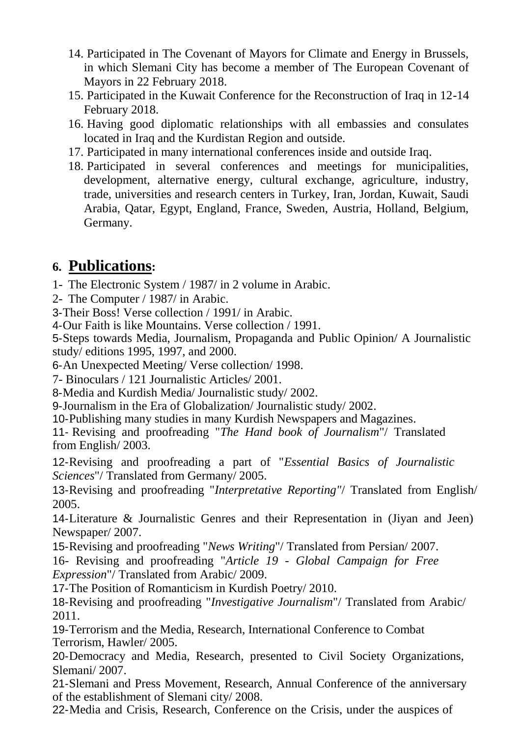14. Participated in The Covenant of Mayors for Climate and Energy in Brussels, in which Slemani City has become a member of The European Covenant of Mayors in 22 February 2018.
15. Participated in the Kuwait Conference for the Reconstruction of Iraq in 12-14 February 2018.
16. Having good diplomatic relationships with all embassies and consulates located in Iraq and the Kurdistan Region and outside.
17. Participated in many international conferences inside and outside Iraq.
18. Participated in several conferences and meetings for municipalities, development, alternative energy, cultural exchange, agriculture, industry, trade, universities and research centers in Turkey, Iran, Jordan, Kuwait, Saudi Arabia, Qatar, Egypt, England, France, Sweden, Austria, Holland, Belgium, Germany.

## 6. <u>Publications</u>:

1- The Electronic System / 1987/ in 2 volume in Arabic.

2- The Computer / 1987/ in Arabic.

3-Their Boss! Verse collection / 1991/ in Arabic.

4-Our Faith is like Mountains. Verse collection / 1991.

5-Steps towards Media, Journalism, Propaganda and Public Opinion/ A Journalistic study/ editions 1995, 1997, and 2000.

6-An Unexpected Meeting/ Verse collection/ 1998.

7- Binoculars / 121 Journalistic Articles/ 2001.

8-Media and Kurdish Media/ Journalistic study/ 2002.

9-Journalism in the Era of Globalization/ Journalistic study/ 2002.

10-Publishing many studies in many Kurdish Newspapers and Magazines.

11- Revising and proofreading "*The Hand book of Journalism*"/ Translated from English/ 2003.

12-Revising and proofreading a part of "*Essential Basics of Journalistic Sciences*"/ Translated from Germany/ 2005.

13-Revising and proofreading "*Interpretative Reporting"*/ Translated from English/ 2005.

14-Literature & Journalistic Genres and their Representation in (Jiyan and Jeen) Newspaper/ 2007.

15-Revising and proofreading "*News Writing*"/ Translated from Persian/ 2007.

16- Revising and proofreading "*Article 19 - Global Campaign for Free Expression*"/ Translated from Arabic/ 2009.

17-The Position of Romanticism in Kurdish Poetry/ 2010.

18-Revising and proofreading "*Investigative Journalism*"/ Translated from Arabic/ 2011.

19-Terrorism and the Media, Research, International Conference to Combat Terrorism, Hawler/ 2005.

20-Democracy and Media, Research, presented to Civil Society Organizations, Slemani/ 2007.

21-Slemani and Press Movement, Research, Annual Conference of the anniversary of the establishment of Slemani city/ 2008.

22-Media and Crisis, Research, Conference on the Crisis, under the auspices of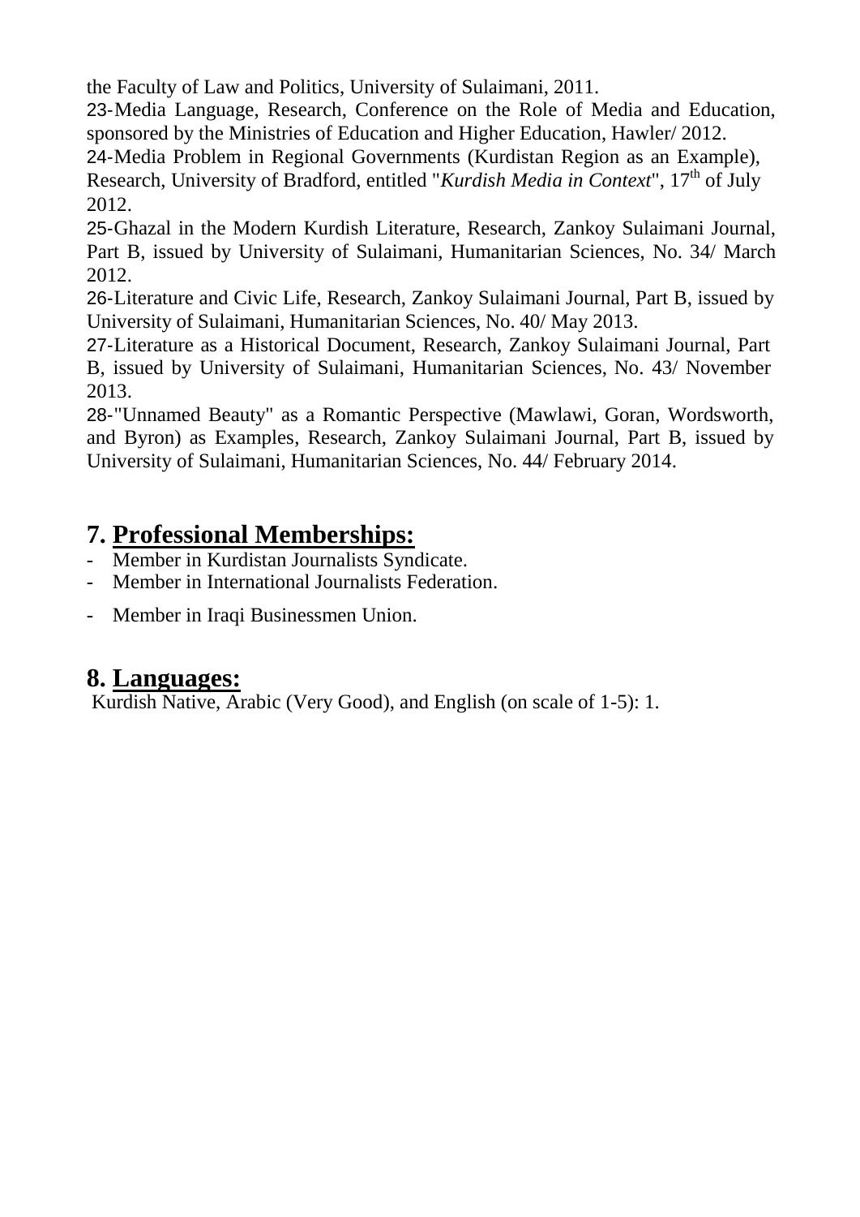the Faculty of Law and Politics, University of Sulaimani, 2011.

23-Media Language, Research, Conference on the Role of Media and Education, sponsored by the Ministries of Education and Higher Education, Hawler/ 2012.

24-Media Problem in Regional Governments (Kurdistan Region as an Example), Research, University of Bradford, entitled "*Kurdish Media in Context*", 17th of July 2012.

25-Ghazal in the Modern Kurdish Literature, Research, Zankoy Sulaimani Journal, Part B, issued by University of Sulaimani, Humanitarian Sciences, No. 34/ March 2012.

26-Literature and Civic Life, Research, Zankoy Sulaimani Journal, Part B, issued by University of Sulaimani, Humanitarian Sciences, No. 40/ May 2013.

27-Literature as a Historical Document, Research, Zankoy Sulaimani Journal, Part B, issued by University of Sulaimani, Humanitarian Sciences, No. 43/ November 2013.

28-"Unnamed Beauty" as a Romantic Perspective (Mawlawi, Goran, Wordsworth, and Byron) as Examples, Research, Zankoy Sulaimani Journal, Part B, issued by University of Sulaimani, Humanitarian Sciences, No. 44/ February 2014.

## 7. <u>Professional Memberships:</u>

- Member in Kurdistan Journalists Syndicate.
- Member in International Journalists Federation.
- Member in Iraqi Businessmen Union.

## 8. <u>Languages:</u>

Kurdish Native, Arabic (Very Good), and English (on scale of 1-5): 1.